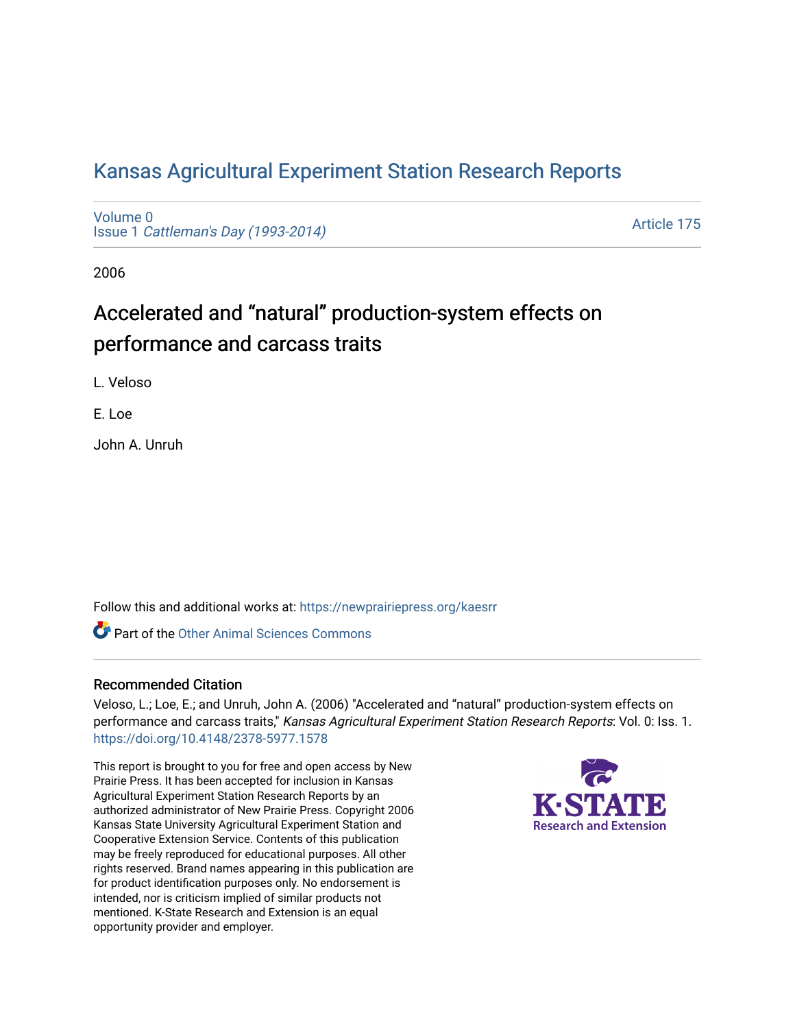# Kansas Agricultural Experiment Station Research Reports

Volume 0
Issue 1 *Cattleman's Day (1993-2014)*

Article 175

2006

## Accelerated and "natural" production-system effects on performance and carcass traits

L. Veloso

E. Loe

John A. Unruh

Follow this and additional works at: https://newprairiepress.org/kaesrr

Part of the Other Animal Sciences Commons

### Recommended Citation

Veloso, L.; Loe, E.; and Unruh, John A. (2006) "Accelerated and "natural" production-system effects on performance and carcass traits," *Kansas Agricultural Experiment Station Research Reports*: Vol. 0: Iss. 1. https://doi.org/10.4148/2378-5977.1578

This report is brought to you for free and open access by New Prairie Press. It has been accepted for inclusion in Kansas Agricultural Experiment Station Research Reports by an authorized administrator of New Prairie Press. Copyright 2006 Kansas State University Agricultural Experiment Station and Cooperative Extension Service. Contents of this publication may be freely reproduced for educational purposes. All other rights reserved. Brand names appearing in this publication are for product identification purposes only. No endorsement is intended, nor is criticism implied of similar products not mentioned. K-State Research and Extension is an equal opportunity provider and employer.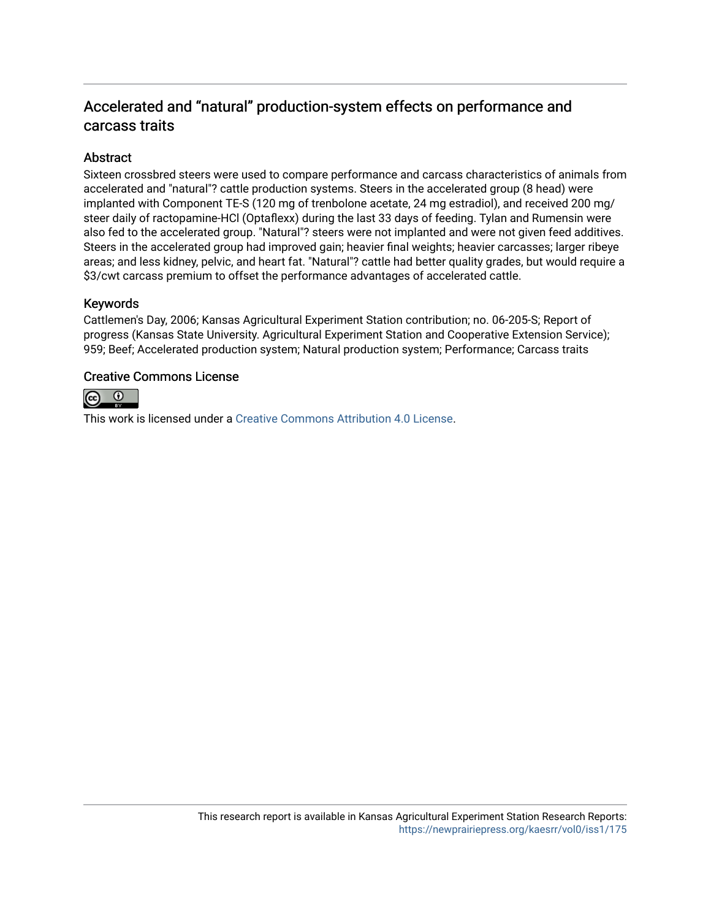## Accelerated and “natural” production-system effects on performance and carcass traits

### Abstract

Sixteen crossbred steers were used to compare performance and carcass characteristics of animals from accelerated and "natural"? cattle production systems. Steers in the accelerated group (8 head) were implanted with Component TE-S (120 mg of trenbolone acetate, 24 mg estradiol), and received 200 mg/steer daily of ractopamine-HCl (Optaflexx) during the last 33 days of feeding. Tylan and Rumensin were also fed to the accelerated group. "Natural"? steers were not implanted and were not given feed additives. Steers in the accelerated group had improved gain; heavier final weights; heavier carcasses; larger ribeye areas; and less kidney, pelvic, and heart fat. "Natural"? cattle had better quality grades, but would require a $3/cwt carcass premium to offset the performance advantages of accelerated cattle.

### Keywords

Cattlemen's Day, 2006; Kansas Agricultural Experiment Station contribution; no. 06-205-S; Report of progress (Kansas State University. Agricultural Experiment Station and Cooperative Extension Service); 959; Beef; Accelerated production system; Natural production system; Performance; Carcass traits

### Creative Commons License

This work is licensed under a Creative Commons Attribution 4.0 License.

This research report is available in Kansas Agricultural Experiment Station Research Reports: https://newprairiepress.org/kaesrr/vol0/iss1/175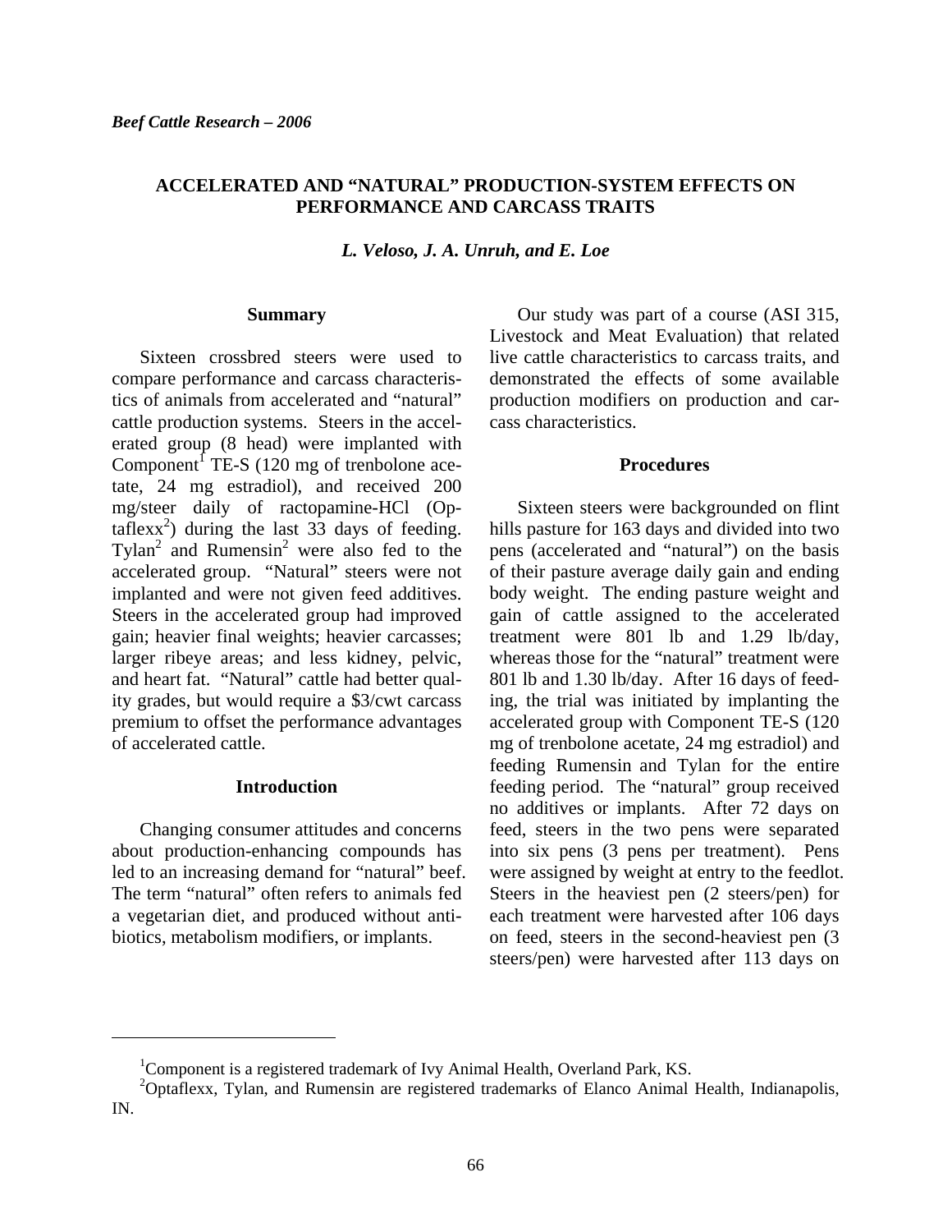*Beef Cattle Research – 2006*

## ACCELERATED AND "NATURAL" PRODUCTION-SYSTEM EFFECTS ON PERFORMANCE AND CARCASS TRAITS

***L. Veloso, J. A. Unruh, and E. Loe***

### Summary

Sixteen crossbred steers were used to compare performance and carcass characteristics of animals from accelerated and "natural" cattle production systems. Steers in the accelerated group (8 head) were implanted with Component[1] TE-S (120 mg of trenbolone acetate, 24 mg estradiol), and received 200 mg/steer daily of ractopamine-HCl (Optaflexx[2]) during the last 33 days of feeding. Tylan[2] and Rumensin[2] were also fed to the accelerated group. "Natural" steers were not implanted and were not given feed additives. Steers in the accelerated group had improved gain; heavier final weights; heavier carcasses; larger ribeye areas; and less kidney, pelvic, and heart fat. "Natural" cattle had better quality grades, but would require a \$3/cwt carcass premium to offset the performance advantages of accelerated cattle.

### Introduction

Changing consumer attitudes and concerns about production-enhancing compounds has led to an increasing demand for "natural" beef. The term "natural" often refers to animals fed a vegetarian diet, and produced without antibiotics, metabolism modifiers, or implants.

Our study was part of a course (ASI 315, Livestock and Meat Evaluation) that related live cattle characteristics to carcass traits, and demonstrated the effects of some available production modifiers on production and carcass characteristics.

### Procedures

Sixteen steers were backgrounded on flint hills pasture for 163 days and divided into two pens (accelerated and "natural") on the basis of their pasture average daily gain and ending body weight. The ending pasture weight and gain of cattle assigned to the accelerated treatment were 801 lb and 1.29 lb/day, whereas those for the "natural" treatment were 801 lb and 1.30 lb/day. After 16 days of feeding, the trial was initiated by implanting the accelerated group with Component TE-S (120 mg of trenbolone acetate, 24 mg estradiol) and feeding Rumensin and Tylan for the entire feeding period. The "natural" group received no additives or implants. After 72 days on feed, steers in the two pens were separated into six pens (3 pens per treatment). Pens were assigned by weight at entry to the feedlot. Steers in the heaviest pen (2 steers/pen) for each treatment were harvested after 106 days on feed, steers in the second-heaviest pen (3 steers/pen) were harvested after 113 days on

---

[1]Component is a registered trademark of Ivy Animal Health, Overland Park, KS.

[2]Optaflexx, Tylan, and Rumensin are registered trademarks of Elanco Animal Health, Indianapolis, IN.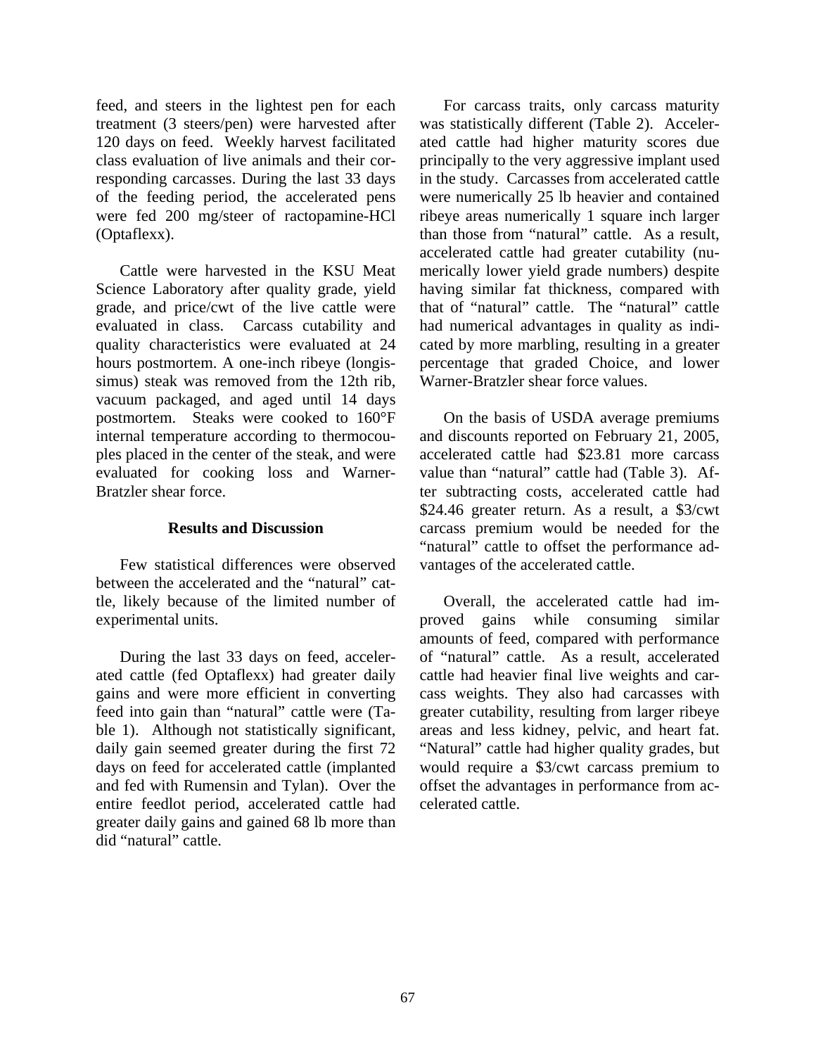feed, and steers in the lightest pen for each treatment (3 steers/pen) were harvested after 120 days on feed. Weekly harvest facilitated class evaluation of live animals and their corresponding carcasses. During the last 33 days of the feeding period, the accelerated pens were fed 200 mg/steer of ractopamine-HCl (Optaflexx).

Cattle were harvested in the KSU Meat Science Laboratory after quality grade, yield grade, and price/cwt of the live cattle were evaluated in class. Carcass cutability and quality characteristics were evaluated at 24 hours postmortem. A one-inch ribeye (longissimus) steak was removed from the 12th rib, vacuum packaged, and aged until 14 days postmortem. Steaks were cooked to 160°F internal temperature according to thermocouples placed in the center of the steak, and were evaluated for cooking loss and Warner-Bratzler shear force.

## Results and Discussion

Few statistical differences were observed between the accelerated and the "natural" cattle, likely because of the limited number of experimental units.

During the last 33 days on feed, accelerated cattle (fed Optaflexx) had greater daily gains and were more efficient in converting feed into gain than "natural" cattle were (Table 1). Although not statistically significant, daily gain seemed greater during the first 72 days on feed for accelerated cattle (implanted and fed with Rumensin and Tylan). Over the entire feedlot period, accelerated cattle had greater daily gains and gained 68 lb more than did "natural" cattle.

For carcass traits, only carcass maturity was statistically different (Table 2). Accelerated cattle had higher maturity scores due principally to the very aggressive implant used in the study. Carcasses from accelerated cattle were numerically 25 lb heavier and contained ribeye areas numerically 1 square inch larger than those from "natural" cattle. As a result, accelerated cattle had greater cutability (numerically lower yield grade numbers) despite having similar fat thickness, compared with that of "natural" cattle. The "natural" cattle had numerical advantages in quality as indicated by more marbling, resulting in a greater percentage that graded Choice, and lower Warner-Bratzler shear force values.

On the basis of USDA average premiums and discounts reported on February 21, 2005, accelerated cattle had $23.81 more carcass value than "natural" cattle had (Table 3). After subtracting costs, accelerated cattle had $24.46 greater return. As a result, a $3/cwt carcass premium would be needed for the "natural" cattle to offset the performance advantages of the accelerated cattle.

Overall, the accelerated cattle had improved gains while consuming similar amounts of feed, compared with performance of "natural" cattle. As a result, accelerated cattle had heavier final live weights and carcass weights. They also had carcasses with greater cutability, resulting from larger ribeye areas and less kidney, pelvic, and heart fat. "Natural" cattle had higher quality grades, but would require a $3/cwt carcass premium to offset the advantages in performance from accelerated cattle.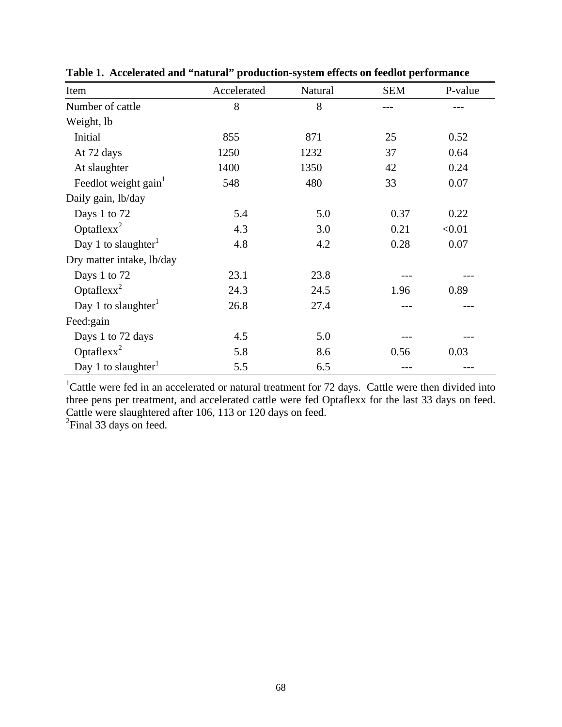**Table 1. Accelerated and "natural" production-system effects on feedlot performance**

| Item | Accelerated | Natural | SEM | P-value |
|---|---|---|---|---|
| Number of cattle | 8 | 8 | --- | --- |
| Weight, lb | | | | |
| Initial | 855 | 871 | 25 | 0.52 |
| At 72 days | 1250 | 1232 | 37 | 0.64 |
| At slaughter | 1400 | 1350 | 42 | 0.24 |
| Feedlot weight gain[1] | 548 | 480 | 33 | 0.07 |
| Daily gain, lb/day | | | | |
| Days 1 to 72 | 5.4 | 5.0 | 0.37 | 0.22 |
| Optaflexx[2] | 4.3 | 3.0 | 0.21 | <0.01 |
| Day 1 to slaughter[1] | 4.8 | 4.2 | 0.28 | 0.07 |
| Dry matter intake, lb/day | | | | |
| Days 1 to 72 | 23.1 | 23.8 | --- | --- |
| Optaflexx[2] | 24.3 | 24.5 | 1.96 | 0.89 |
| Day 1 to slaughter[1] | 26.8 | 27.4 | --- | --- |
| Feed:gain | | | | |
| Days 1 to 72 days | 4.5 | 5.0 | --- | --- |
| Optaflexx[2] | 5.8 | 8.6 | 0.56 | 0.03 |
| Day 1 to slaughter[1] | 5.5 | 6.5 | --- | --- |

[1]Cattle were fed in an accelerated or natural treatment for 72 days. Cattle were then divided into three pens per treatment, and accelerated cattle were fed Optaflexx for the last 33 days on feed. Cattle were slaughtered after 106, 113 or 120 days on feed.
[2]Final 33 days on feed.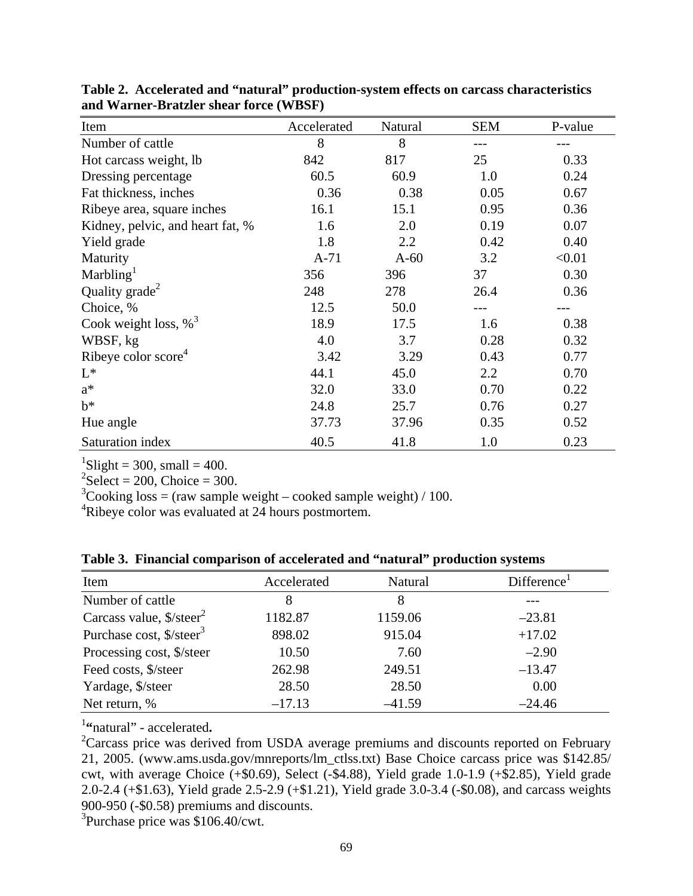**Table 2. Accelerated and "natural" production-system effects on carcass characteristics and Warner-Bratzler shear force (WBSF)**

| Item | Accelerated | Natural | SEM | P-value |
|---|---|---|---|---|
| Number of cattle | 8 | 8 | --- | --- |
| Hot carcass weight, lb | 842 | 817 | 25 | 0.33 |
| Dressing percentage | 60.5 | 60.9 | 1.0 | 0.24 |
| Fat thickness, inches | 0.36 | 0.38 | 0.05 | 0.67 |
| Ribeye area, square inches | 16.1 | 15.1 | 0.95 | 0.36 |
| Kidney, pelvic, and heart fat, % | 1.6 | 2.0 | 0.19 | 0.07 |
| Yield grade | 1.8 | 2.2 | 0.42 | 0.40 |
| Maturity | A-71 | A-60 | 3.2 | <0.01 |
| Marbling[1] | 356 | 396 | 37 | 0.30 |
| Quality grade[2] | 248 | 278 | 26.4 | 0.36 |
| Choice, % | 12.5 | 50.0 | --- | --- |
| Cook weight loss, %[3] | 18.9 | 17.5 | 1.6 | 0.38 |
| WBSF, kg | 4.0 | 3.7 | 0.28 | 0.32 |
| Ribeye color score[4] | 3.42 | 3.29 | 0.43 | 0.77 |
| L* | 44.1 | 45.0 | 2.2 | 0.70 |
| a* | 32.0 | 33.0 | 0.70 | 0.22 |
| b* | 24.8 | 25.7 | 0.76 | 0.27 |
| Hue angle | 37.73 | 37.96 | 0.35 | 0.52 |
| Saturation index | 40.5 | 41.8 | 1.0 | 0.23 |

[1]Slight = 300, small = 400.
[2]Select = 200, Choice = 300.
[3]Cooking loss = (raw sample weight – cooked sample weight) / 100.
[4]Ribeye color was evaluated at 24 hours postmortem.

**Table 3. Financial comparison of accelerated and "natural" production systems**

| Item | Accelerated | Natural | Difference[1] |
|---|---|---|---|
| Number of cattle | 8 | 8 | --- |
| Carcass value, $/steer[2] | 1182.87 | 1159.06 | –23.81 |
| Purchase cost, $/steer[3] | 898.02 | 915.04 | +17.02 |
| Processing cost, $/steer | 10.50 | 7.60 | –2.90 |
| Feed costs, $/steer | 262.98 | 249.51 | –13.47 |
| Yardage, $/steer | 28.50 | 28.50 | 0.00 |
| Net return, % | –17.13 | –41.59 | –24.46 |

[1]**"**natural" - accelerated**.**
[2]Carcass price was derived from USDA average premiums and discounts reported on February 21, 2005. (www.ams.usda.gov/mnreports/lm_ctlss.txt) Base Choice carcass price was $142.85/cwt, with average Choice (+$0.69), Select (-$4.88), Yield grade 1.0-1.9 (+$2.85), Yield grade 2.0-2.4 (+$1.63), Yield grade 2.5-2.9 (+$1.21), Yield grade 3.0-3.4 (-$0.08), and carcass weights 900-950 (-$0.58) premiums and discounts.
[3]Purchase price was $106.40/cwt.